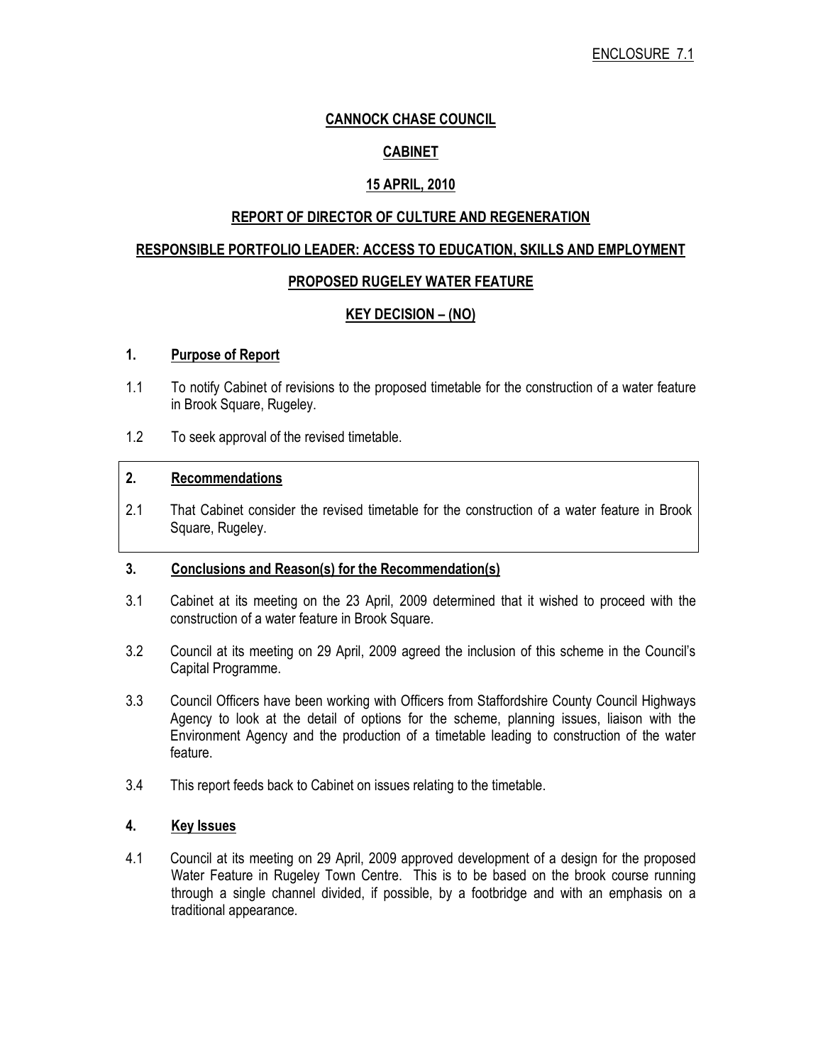ENCLOSURE 7.1

# CANNOCK CHASE COUNCIL

## CABINET

## 15 APRIL, 2010

## REPORT OF DIRECTOR OF CULTURE AND REGENERATION

## RESPONSIBLE PORTFOLIO LEADER: ACCESS TO EDUCATION, SKILLS AND EMPLOYMENT

## PROPOSED RUGELEY WATER FEATURE

## KEY DECISION – (NO)

### 1. Purpose of Report

1.1 To notify Cabinet of revisions to the proposed timetable for the construction of a water feature in Brook Square, Rugeley.

1.2 To seek approval of the revised timetable.

### 2. Recommendations

2.1 That Cabinet consider the revised timetable for the construction of a water feature in Brook Square, Rugeley.

### 3. Conclusions and Reason(s) for the Recommendation(s)

3.1 Cabinet at its meeting on the 23 April, 2009 determined that it wished to proceed with the construction of a water feature in Brook Square.

3.2 Council at its meeting on 29 April, 2009 agreed the inclusion of this scheme in the Council's Capital Programme.

3.3 Council Officers have been working with Officers from Staffordshire County Council Highways Agency to look at the detail of options for the scheme, planning issues, liaison with the Environment Agency and the production of a timetable leading to construction of the water feature.

3.4 This report feeds back to Cabinet on issues relating to the timetable.

### 4. Key Issues

4.1 Council at its meeting on 29 April, 2009 approved development of a design for the proposed Water Feature in Rugeley Town Centre. This is to be based on the brook course running through a single channel divided, if possible, by a footbridge and with an emphasis on a traditional appearance.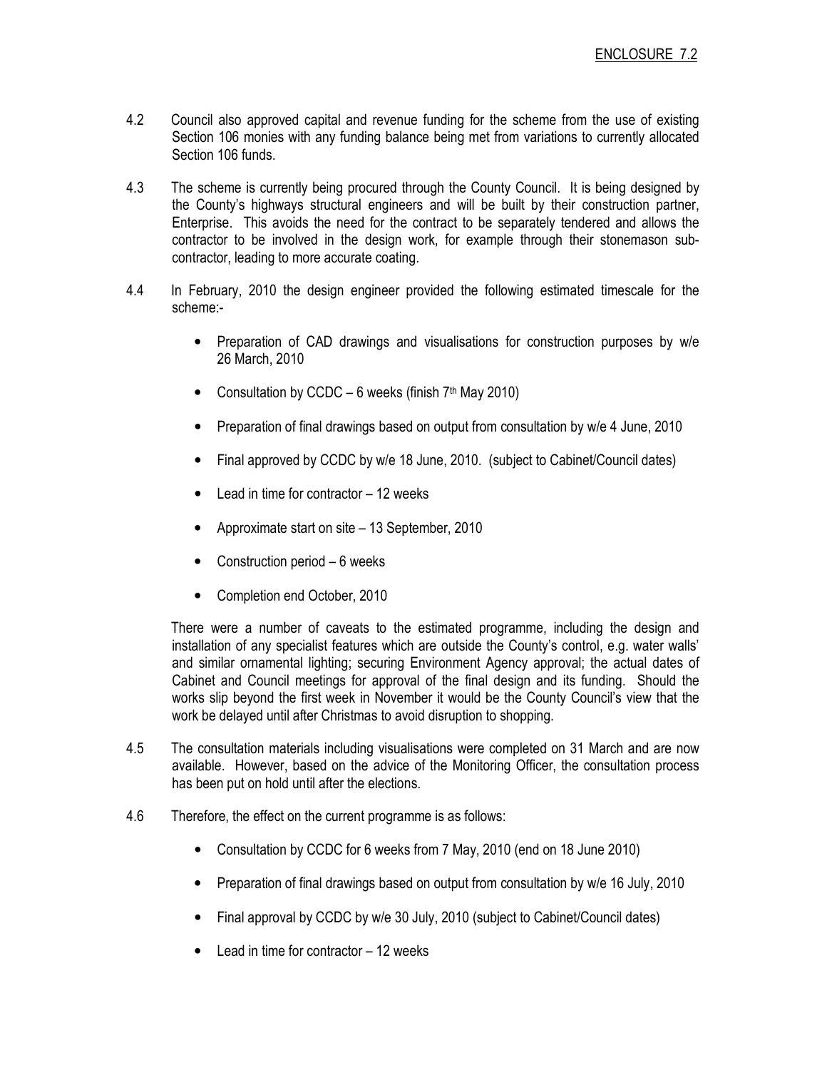ENCLOSURE 7.2

4.2 Council also approved capital and revenue funding for the scheme from the use of existing Section 106 monies with any funding balance being met from variations to currently allocated Section 106 funds.

4.3 The scheme is currently being procured through the County Council. It is being designed by the County's highways structural engineers and will be built by their construction partner, Enterprise. This avoids the need for the contract to be separately tendered and allows the contractor to be involved in the design work, for example through their stonemason sub-contractor, leading to more accurate coating.

4.4 In February, 2010 the design engineer provided the following estimated timescale for the scheme:-

- Preparation of CAD drawings and visualisations for construction purposes by w/e 26 March, 2010
- Consultation by CCDC – 6 weeks (finish 7th May 2010)
- Preparation of final drawings based on output from consultation by w/e 4 June, 2010
- Final approved by CCDC by w/e 18 June, 2010. (subject to Cabinet/Council dates)
- Lead in time for contractor – 12 weeks
- Approximate start on site – 13 September, 2010
- Construction period – 6 weeks
- Completion end October, 2010

There were a number of caveats to the estimated programme, including the design and installation of any specialist features which are outside the County's control, e.g. water walls' and similar ornamental lighting; securing Environment Agency approval; the actual dates of Cabinet and Council meetings for approval of the final design and its funding. Should the works slip beyond the first week in November it would be the County Council's view that the work be delayed until after Christmas to avoid disruption to shopping.

4.5 The consultation materials including visualisations were completed on 31 March and are now available. However, based on the advice of the Monitoring Officer, the consultation process has been put on hold until after the elections.

4.6 Therefore, the effect on the current programme is as follows:

- Consultation by CCDC for 6 weeks from 7 May, 2010 (end on 18 June 2010)
- Preparation of final drawings based on output from consultation by w/e 16 July, 2010
- Final approval by CCDC by w/e 30 July, 2010 (subject to Cabinet/Council dates)
- Lead in time for contractor – 12 weeks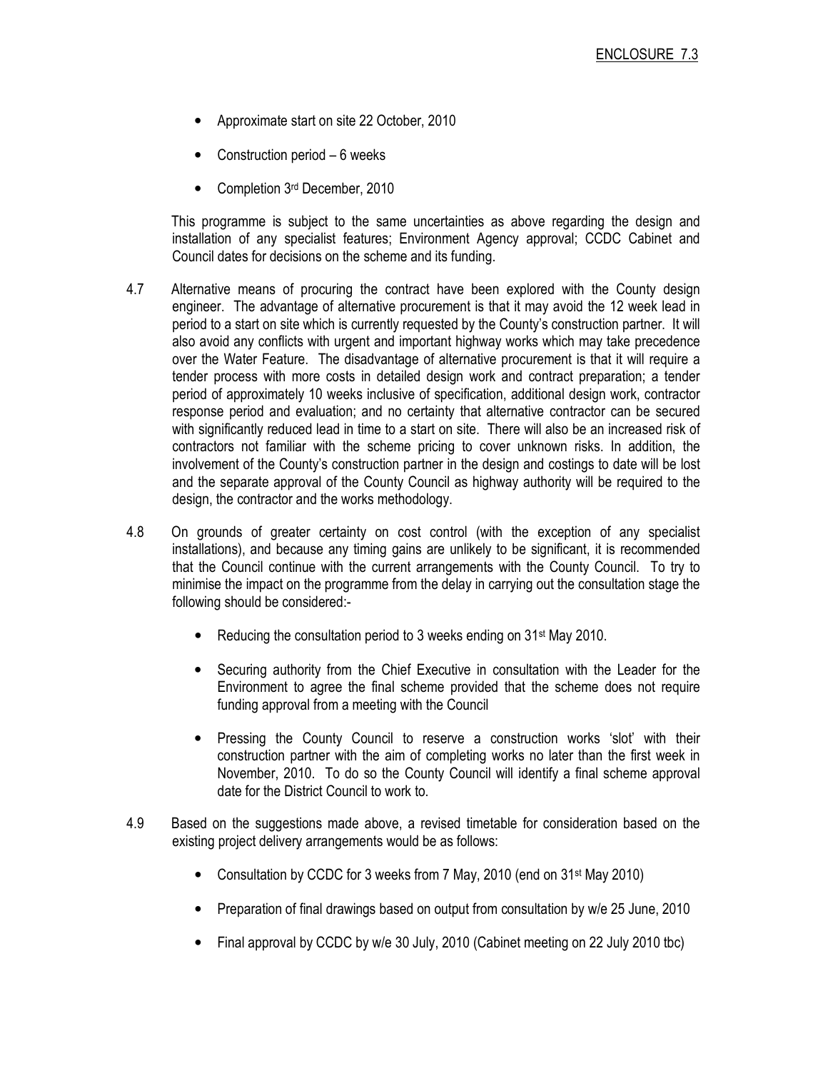ENCLOSURE 7.3

- Approximate start on site 22 October, 2010
- Construction period – 6 weeks
- Completion 3rd December, 2010

This programme is subject to the same uncertainties as above regarding the design and installation of any specialist features; Environment Agency approval; CCDC Cabinet and Council dates for decisions on the scheme and its funding.

4.7 Alternative means of procuring the contract have been explored with the County design engineer. The advantage of alternative procurement is that it may avoid the 12 week lead in period to a start on site which is currently requested by the County's construction partner. It will also avoid any conflicts with urgent and important highway works which may take precedence over the Water Feature. The disadvantage of alternative procurement is that it will require a tender process with more costs in detailed design work and contract preparation; a tender period of approximately 10 weeks inclusive of specification, additional design work, contractor response period and evaluation; and no certainty that alternative contractor can be secured with significantly reduced lead in time to a start on site. There will also be an increased risk of contractors not familiar with the scheme pricing to cover unknown risks. In addition, the involvement of the County's construction partner in the design and costings to date will be lost and the separate approval of the County Council as highway authority will be required to the design, the contractor and the works methodology.

4.8 On grounds of greater certainty on cost control (with the exception of any specialist installations), and because any timing gains are unlikely to be significant, it is recommended that the Council continue with the current arrangements with the County Council. To try to minimise the impact on the programme from the delay in carrying out the consultation stage the following should be considered:-

- Reducing the consultation period to 3 weeks ending on 31st May 2010.
- Securing authority from the Chief Executive in consultation with the Leader for the Environment to agree the final scheme provided that the scheme does not require funding approval from a meeting with the Council
- Pressing the County Council to reserve a construction works 'slot' with their construction partner with the aim of completing works no later than the first week in November, 2010. To do so the County Council will identify a final scheme approval date for the District Council to work to.

4.9 Based on the suggestions made above, a revised timetable for consideration based on the existing project delivery arrangements would be as follows:

- Consultation by CCDC for 3 weeks from 7 May, 2010 (end on 31st May 2010)
- Preparation of final drawings based on output from consultation by w/e 25 June, 2010
- Final approval by CCDC by w/e 30 July, 2010 (Cabinet meeting on 22 July 2010 tbc)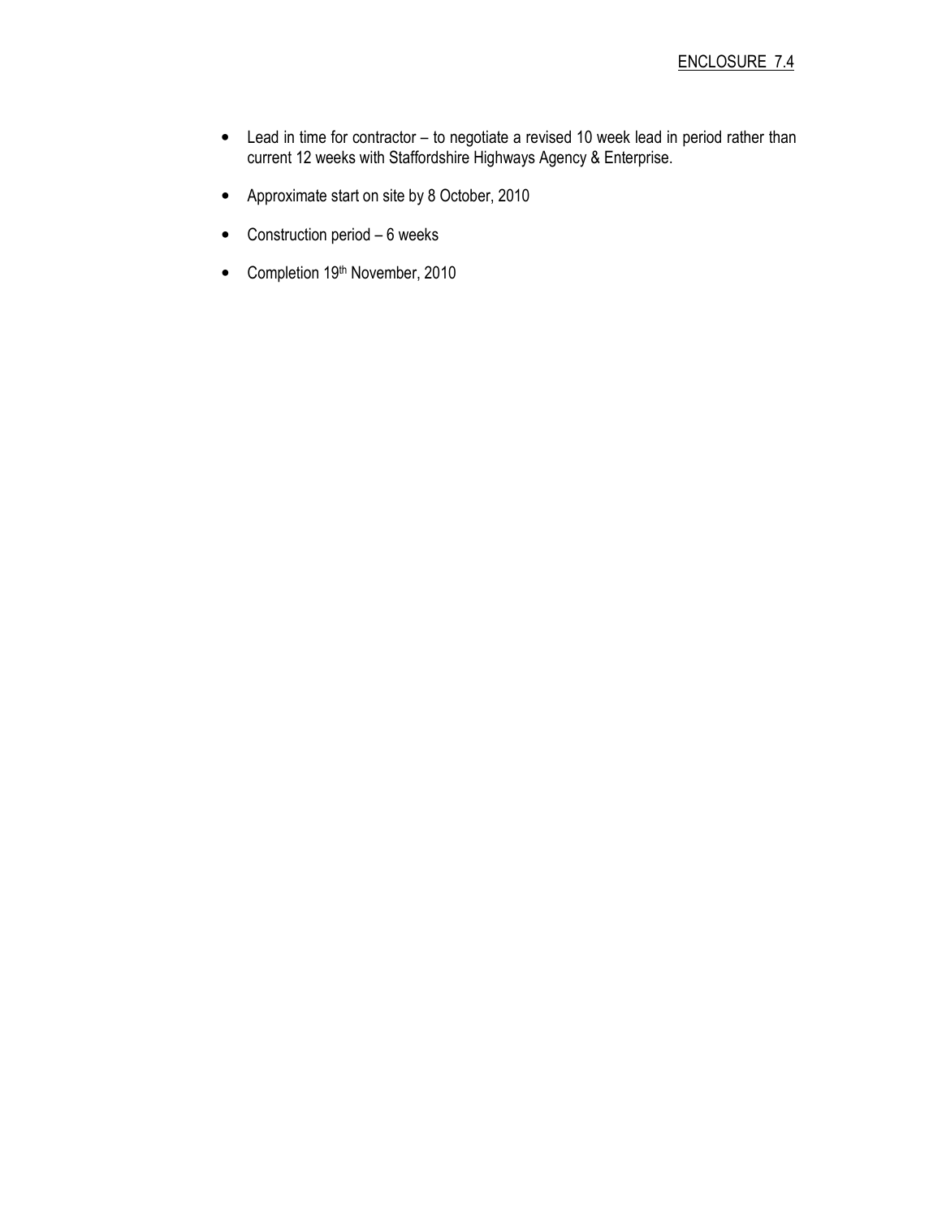ENCLOSURE 7.4

- Lead in time for contractor – to negotiate a revised 10 week lead in period rather than current 12 weeks with Staffordshire Highways Agency & Enterprise.
- Approximate start on site by 8 October, 2010
- Construction period – 6 weeks
- Completion 19th November, 2010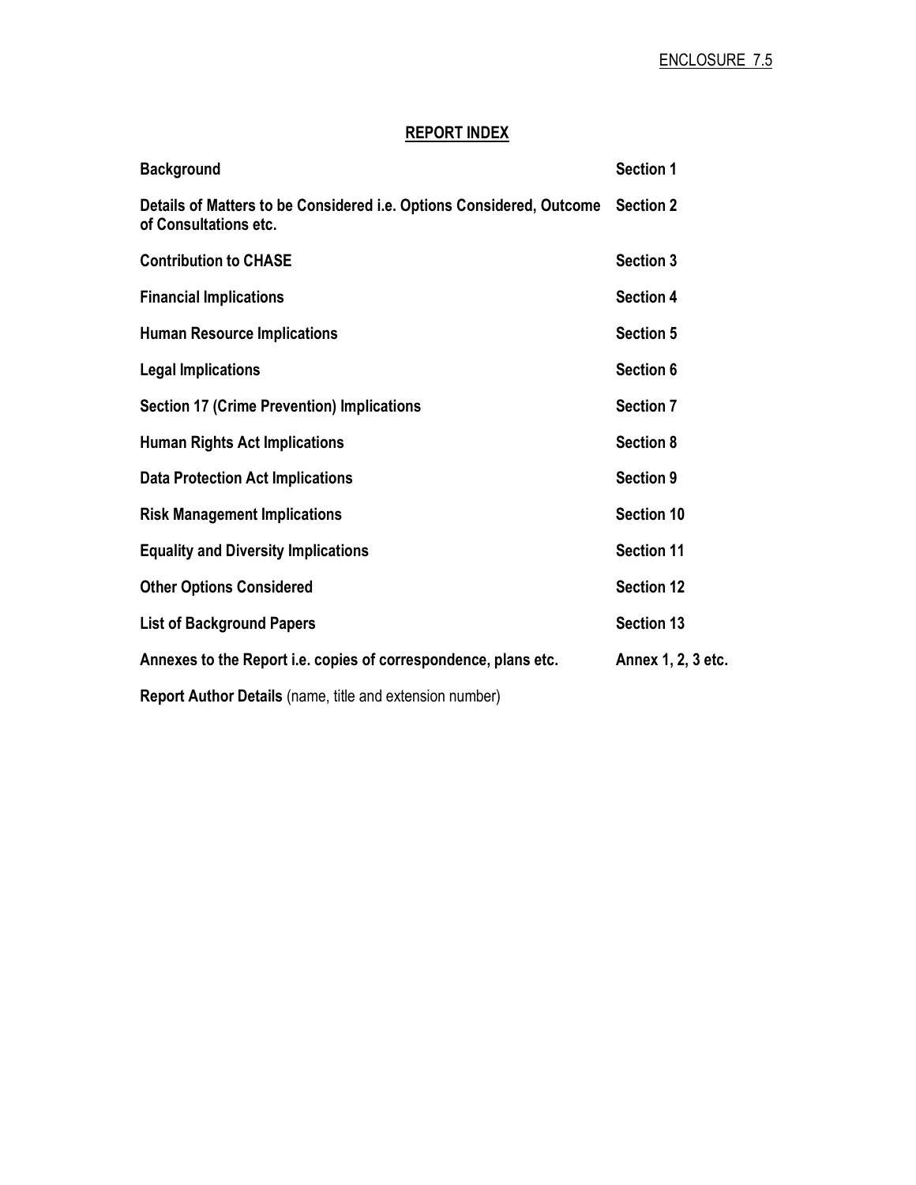ENCLOSURE 7.5

## REPORT INDEX

| | |
|---|---|
| **Background** | **Section 1** |
| **Details of Matters to be Considered i.e. Options Considered, Outcome of Consultations etc.** | **Section 2** |
| **Contribution to CHASE** | **Section 3** |
| **Financial Implications** | **Section 4** |
| **Human Resource Implications** | **Section 5** |
| **Legal Implications** | **Section 6** |
| **Section 17 (Crime Prevention) Implications** | **Section 7** |
| **Human Rights Act Implications** | **Section 8** |
| **Data Protection Act Implications** | **Section 9** |
| **Risk Management Implications** | **Section 10** |
| **Equality and Diversity Implications** | **Section 11** |
| **Other Options Considered** | **Section 12** |
| **List of Background Papers** | **Section 13** |
| **Annexes to the Report i.e. copies of correspondence, plans etc.** | **Annex 1, 2, 3 etc.** |

**Report Author Details** (name, title and extension number)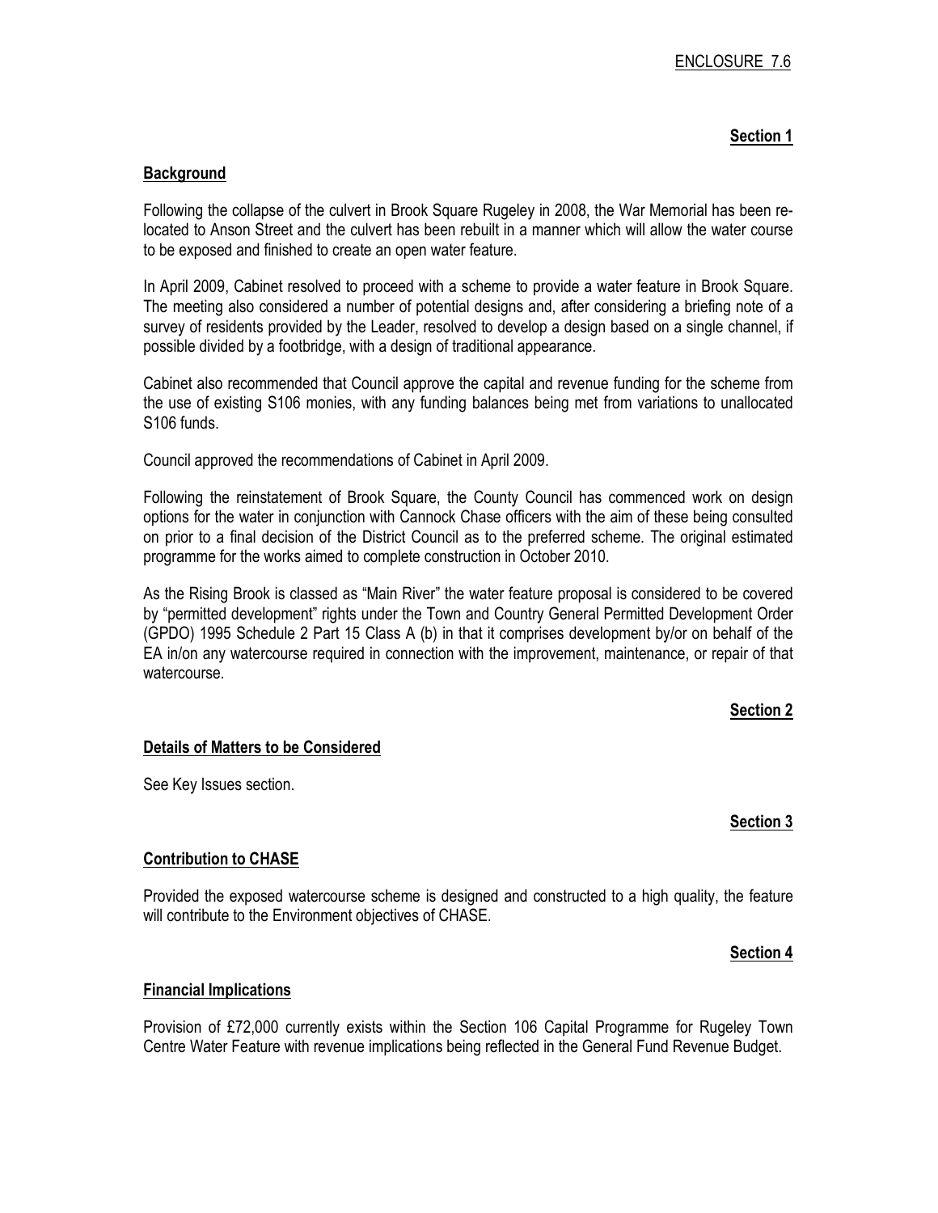ENCLOSURE 7.6

**Section 1**

## Background

Following the collapse of the culvert in Brook Square Rugeley in 2008, the War Memorial has been re-located to Anson Street and the culvert has been rebuilt in a manner which will allow the water course to be exposed and finished to create an open water feature.

In April 2009, Cabinet resolved to proceed with a scheme to provide a water feature in Brook Square. The meeting also considered a number of potential designs and, after considering a briefing note of a survey of residents provided by the Leader, resolved to develop a design based on a single channel, if possible divided by a footbridge, with a design of traditional appearance.

Cabinet also recommended that Council approve the capital and revenue funding for the scheme from the use of existing S106 monies, with any funding balances being met from variations to unallocated S106 funds.

Council approved the recommendations of Cabinet in April 2009.

Following the reinstatement of Brook Square, the County Council has commenced work on design options for the water in conjunction with Cannock Chase officers with the aim of these being consulted on prior to a final decision of the District Council as to the preferred scheme. The original estimated programme for the works aimed to complete construction in October 2010.

As the Rising Brook is classed as "Main River" the water feature proposal is considered to be covered by "permitted development" rights under the Town and Country General Permitted Development Order (GPDO) 1995 Schedule 2 Part 15 Class A (b) in that it comprises development by/or on behalf of the EA in/on any watercourse required in connection with the improvement, maintenance, or repair of that watercourse.

**Section 2**

## Details of Matters to be Considered

See Key Issues section.

**Section 3**

## Contribution to CHASE

Provided the exposed watercourse scheme is designed and constructed to a high quality, the feature will contribute to the Environment objectives of CHASE.

**Section 4**

## Financial Implications

Provision of £72,000 currently exists within the Section 106 Capital Programme for Rugeley Town Centre Water Feature with revenue implications being reflected in the General Fund Revenue Budget.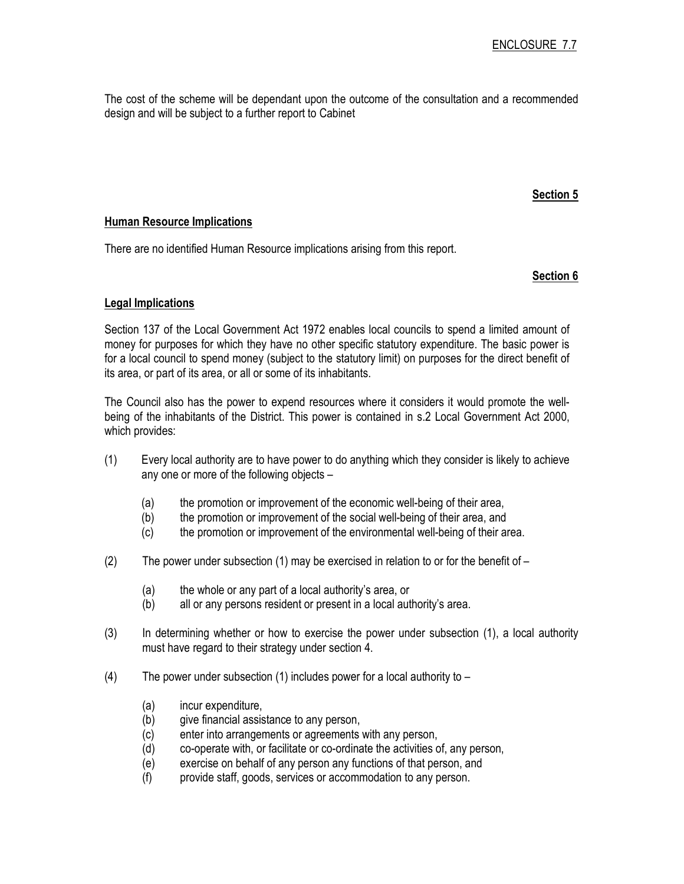ENCLOSURE 7.7

The cost of the scheme will be dependant upon the outcome of the consultation and a recommended design and will be subject to a further report to Cabinet

**Section 5**

**Human Resource Implications**

There are no identified Human Resource implications arising from this report.

**Section 6**

**Legal Implications**

Section 137 of the Local Government Act 1972 enables local councils to spend a limited amount of money for purposes for which they have no other specific statutory expenditure. The basic power is for a local council to spend money (subject to the statutory limit) on purposes for the direct benefit of its area, or part of its area, or all or some of its inhabitants.

The Council also has the power to expend resources where it considers it would promote the well-being of the inhabitants of the District. This power is contained in s.2 Local Government Act 2000, which provides:

(1) Every local authority are to have power to do anything which they consider is likely to achieve any one or more of the following objects –

- (a) the promotion or improvement of the economic well-being of their area,
- (b) the promotion or improvement of the social well-being of their area, and
- (c) the promotion or improvement of the environmental well-being of their area.

(2) The power under subsection (1) may be exercised in relation to or for the benefit of –

- (a) the whole or any part of a local authority's area, or
- (b) all or any persons resident or present in a local authority's area.

(3) In determining whether or how to exercise the power under subsection (1), a local authority must have regard to their strategy under section 4.

(4) The power under subsection (1) includes power for a local authority to –

- (a) incur expenditure,
- (b) give financial assistance to any person,
- (c) enter into arrangements or agreements with any person,
- (d) co-operate with, or facilitate or co-ordinate the activities of, any person,
- (e) exercise on behalf of any person any functions of that person, and
- (f) provide staff, goods, services or accommodation to any person.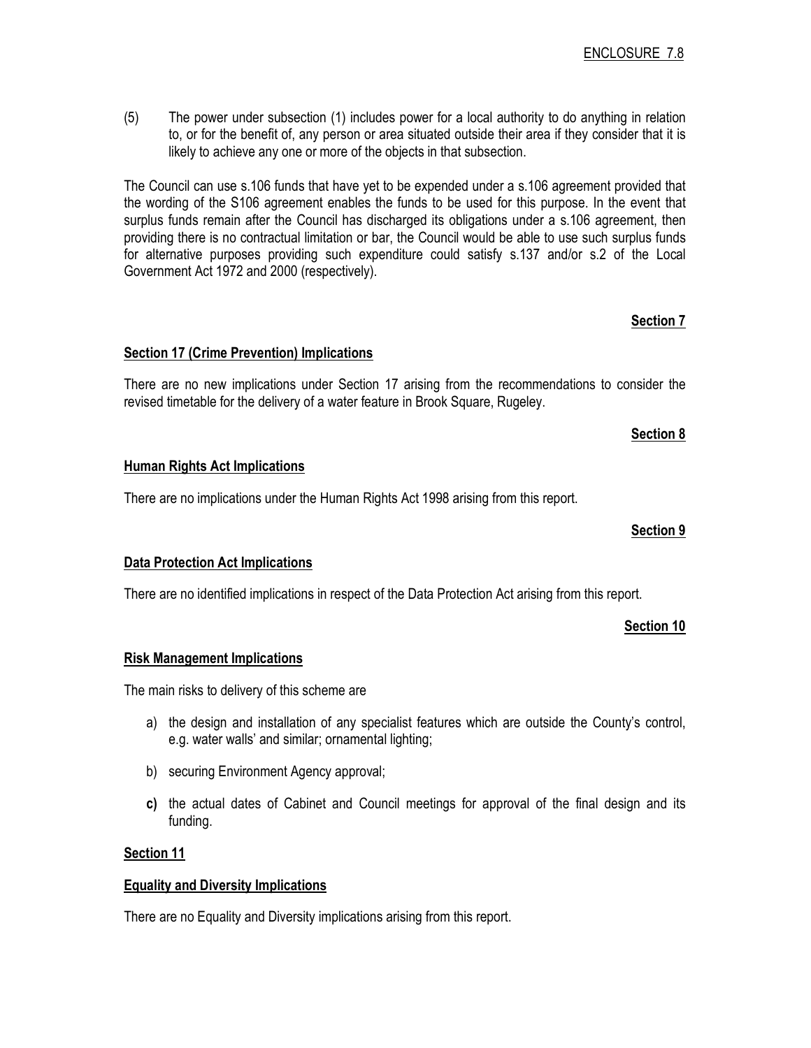ENCLOSURE 7.8

(5) The power under subsection (1) includes power for a local authority to do anything in relation to, or for the benefit of, any person or area situated outside their area if they consider that it is likely to achieve any one or more of the objects in that subsection.

The Council can use s.106 funds that have yet to be expended under a s.106 agreement provided that the wording of the S106 agreement enables the funds to be used for this purpose. In the event that surplus funds remain after the Council has discharged its obligations under a s.106 agreement, then providing there is no contractual limitation or bar, the Council would be able to use such surplus funds for alternative purposes providing such expenditure could satisfy s.137 and/or s.2 of the Local Government Act 1972 and 2000 (respectively).

**Section 7**

**Section 17 (Crime Prevention) Implications**

There are no new implications under Section 17 arising from the recommendations to consider the revised timetable for the delivery of a water feature in Brook Square, Rugeley.

**Section 8**

**Human Rights Act Implications**

There are no implications under the Human Rights Act 1998 arising from this report.

**Section 9**

**Data Protection Act Implications**

There are no identified implications in respect of the Data Protection Act arising from this report.

**Section 10**

**Risk Management Implications**

The main risks to delivery of this scheme are

a) the design and installation of any specialist features which are outside the County's control, e.g. water walls' and similar; ornamental lighting;

b) securing Environment Agency approval;

**c)** the actual dates of Cabinet and Council meetings for approval of the final design and its funding.

**Section 11**

**Equality and Diversity Implications**

There are no Equality and Diversity implications arising from this report.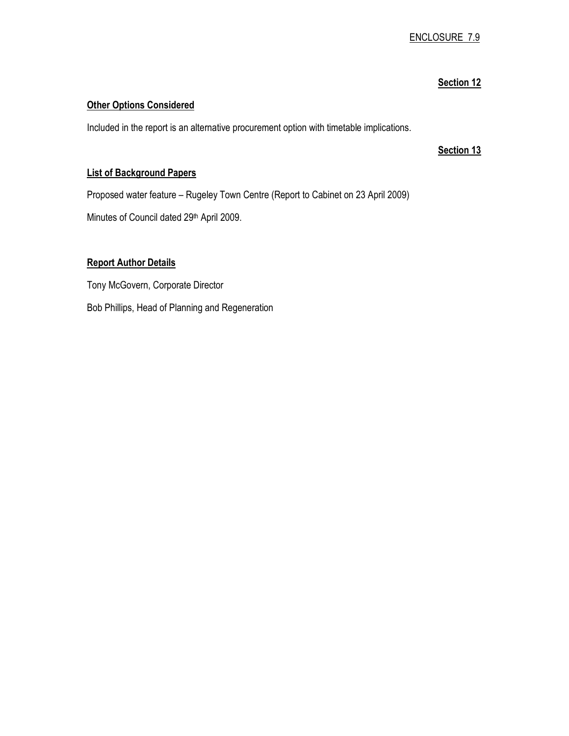ENCLOSURE 7.9

**Section 12**

**Other Options Considered**

Included in the report is an alternative procurement option with timetable implications.

**Section 13**

**List of Background Papers**

Proposed water feature – Rugeley Town Centre (Report to Cabinet on 23 April 2009)

Minutes of Council dated 29th April 2009.

**Report Author Details**

Tony McGovern, Corporate Director

Bob Phillips, Head of Planning and Regeneration